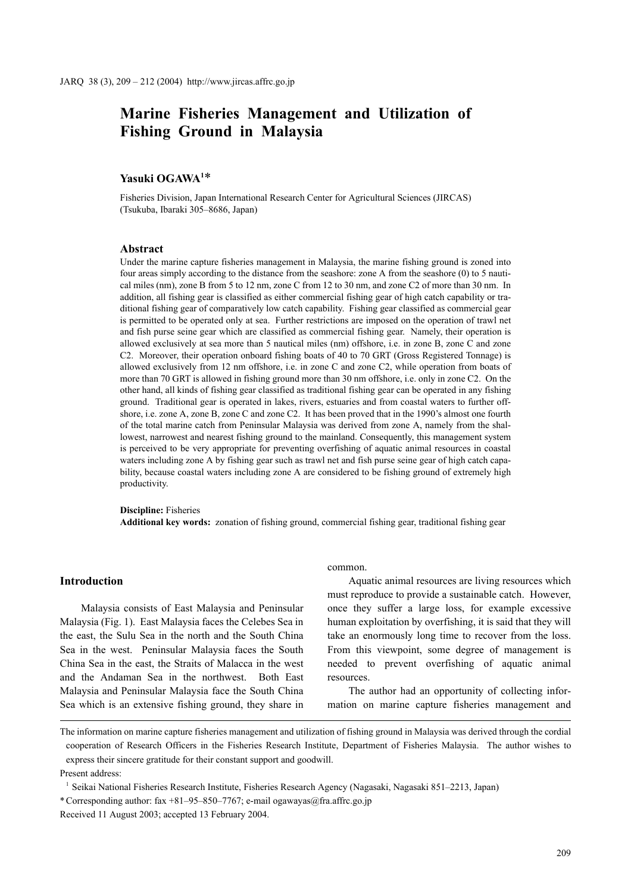# Marine Fisheries Management and Utilization of Fishing Ground in Malaysia

**Yasuki OGAWA[1]***

Fisheries Division, Japan International Research Center for Agricultural Sciences (JIRCAS) (Tsukuba, Ibaraki 305–8686, Japan)

## Abstract

Under the marine capture fisheries management in Malaysia, the marine fishing ground is zoned into four areas simply according to the distance from the seashore: zone A from the seashore (0) to 5 nautical miles (nm), zone B from 5 to 12 nm, zone C from 12 to 30 nm, and zone C2 of more than 30 nm. In addition, all fishing gear is classified as either commercial fishing gear of high catch capability or traditional fishing gear of comparatively low catch capability. Fishing gear classified as commercial gear is permitted to be operated only at sea. Further restrictions are imposed on the operation of trawl net and fish purse seine gear which are classified as commercial fishing gear. Namely, their operation is allowed exclusively at sea more than 5 nautical miles (nm) offshore, i.e. in zone B, zone C and zone C2. Moreover, their operation onboard fishing boats of 40 to 70 GRT (Gross Registered Tonnage) is allowed exclusively from 12 nm offshore, i.e. in zone C and zone C2, while operation from boats of more than 70 GRT is allowed in fishing ground more than 30 nm offshore, i.e. only in zone C2. On the other hand, all kinds of fishing gear classified as traditional fishing gear can be operated in any fishing ground. Traditional gear is operated in lakes, rivers, estuaries and from coastal waters to further offshore, i.e. zone A, zone B, zone C and zone C2. It has been proved that in the 1990's almost one fourth of the total marine catch from Peninsular Malaysia was derived from zone A, namely from the shallowest, narrowest and nearest fishing ground to the mainland. Consequently, this management system is perceived to be very appropriate for preventing overfishing of aquatic animal resources in coastal waters including zone A by fishing gear such as trawl net and fish purse seine gear of high catch capability, because coastal waters including zone A are considered to be fishing ground of extremely high productivity.

**Discipline:** Fisheries
**Additional key words:** zonation of fishing ground, commercial fishing gear, traditional fishing gear

## Introduction

Malaysia consists of East Malaysia and Peninsular Malaysia (Fig. 1). East Malaysia faces the Celebes Sea in the east, the Sulu Sea in the north and the South China Sea in the west. Peninsular Malaysia faces the South China Sea in the east, the Straits of Malacca in the west and the Andaman Sea in the northwest. Both East Malaysia and Peninsular Malaysia face the South China Sea which is an extensive fishing ground, they share in common.

Aquatic animal resources are living resources which must reproduce to provide a sustainable catch. However, once they suffer a large loss, for example excessive human exploitation by overfishing, it is said that they will take an enormously long time to recover from the loss. From this viewpoint, some degree of management is needed to prevent overfishing of aquatic animal resources.

The author had an opportunity of collecting information on marine capture fisheries management and

---

The information on marine capture fisheries management and utilization of fishing ground in Malaysia was derived through the cordial cooperation of Research Officers in the Fisheries Research Institute, Department of Fisheries Malaysia. The author wishes to express their sincere gratitude for their constant support and goodwill.

Present address:

[1] Seikai National Fisheries Research Institute, Fisheries Research Agency (Nagasaki, Nagasaki 851–2213, Japan)

* Corresponding author: fax +81–95–850–7767; e-mail ogawayas@fra.affrc.go.jp

Received 11 August 2003; accepted 13 February 2004.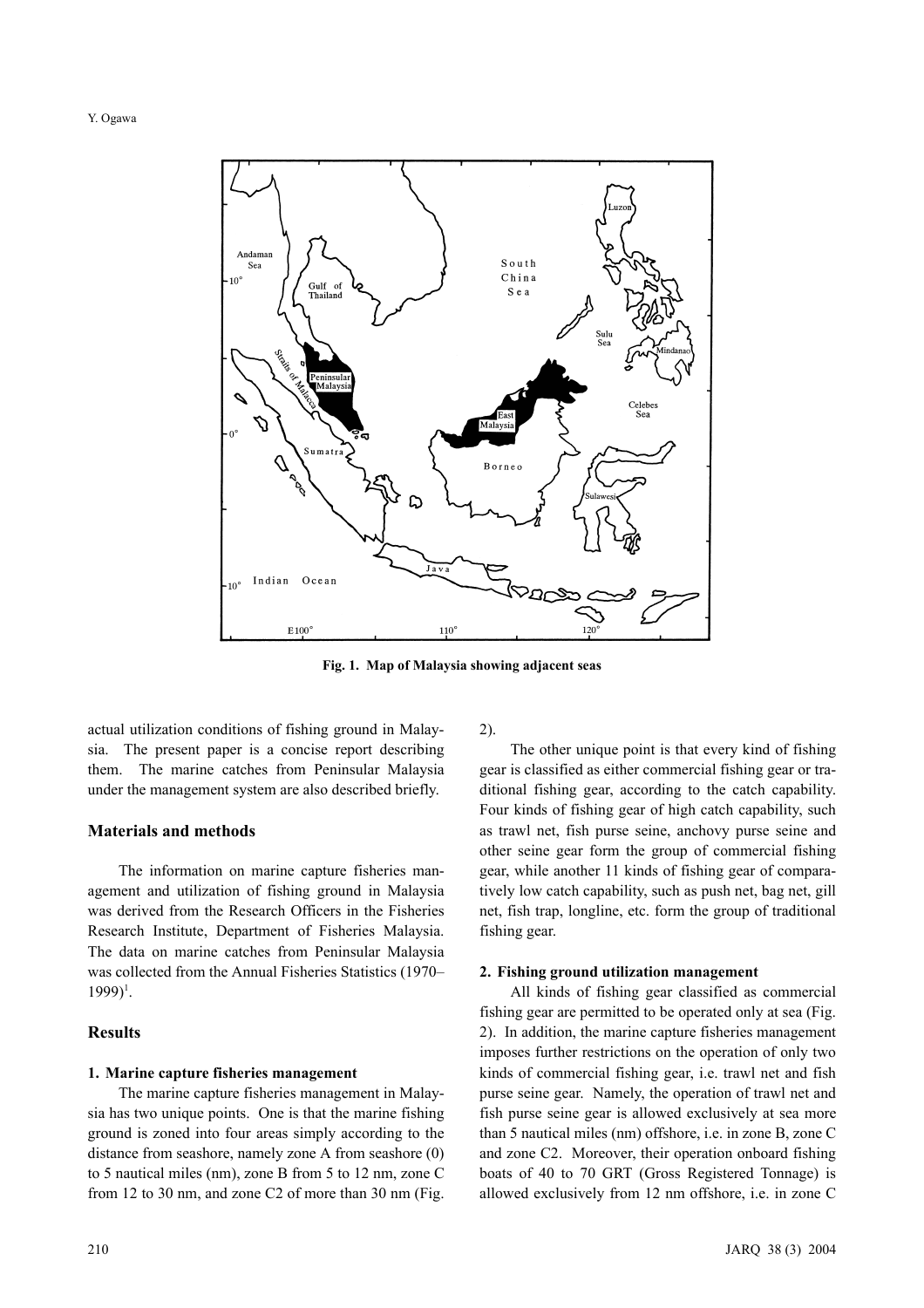Fig. 1. Map of Malaysia showing adjacent seas

actual utilization conditions of fishing ground in Malaysia. The present paper is a concise report describing them. The marine catches from Peninsular Malaysia under the management system are also described briefly.

## Materials and methods

The information on marine capture fisheries management and utilization of fishing ground in Malaysia was derived from the Research Officers in the Fisheries Research Institute, Department of Fisheries Malaysia. The data on marine catches from Peninsular Malaysia was collected from the Annual Fisheries Statistics (1970–1999)[1].

## Results

### 1. Marine capture fisheries management

The marine capture fisheries management in Malaysia has two unique points. One is that the marine fishing ground is zoned into four areas simply according to the distance from seashore, namely zone A from seashore (0) to 5 nautical miles (nm), zone B from 5 to 12 nm, zone C from 12 to 30 nm, and zone C2 of more than 30 nm (Fig. 2).

The other unique point is that every kind of fishing gear is classified as either commercial fishing gear or traditional fishing gear, according to the catch capability. Four kinds of fishing gear of high catch capability, such as trawl net, fish purse seine, anchovy purse seine and other seine gear form the group of commercial fishing gear, while another 11 kinds of fishing gear of comparatively low catch capability, such as push net, bag net, gill net, fish trap, longline, etc. form the group of traditional fishing gear.

### 2. Fishing ground utilization management

All kinds of fishing gear classified as commercial fishing gear are permitted to be operated only at sea (Fig. 2). In addition, the marine capture fisheries management imposes further restrictions on the operation of only two kinds of commercial fishing gear, i.e. trawl net and fish purse seine gear. Namely, the operation of trawl net and fish purse seine gear is allowed exclusively at sea more than 5 nautical miles (nm) offshore, i.e. in zone B, zone C and zone C2. Moreover, their operation onboard fishing boats of 40 to 70 GRT (Gross Registered Tonnage) is allowed exclusively from 12 nm offshore, i.e. in zone C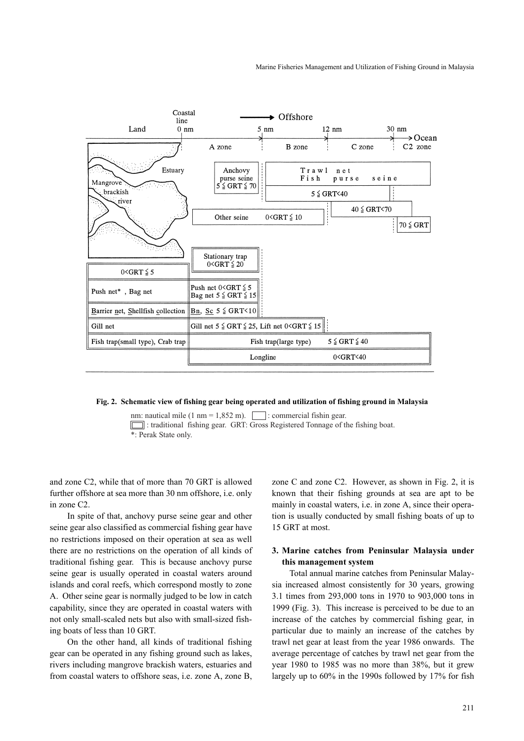**Fig. 2. Schematic view of fishing gear being operated and utilization of fishing ground in Malaysia**

nm: nautical mile (1 nm = 1,852 m). [ ] : commercial fishin gear. [ ] : traditional fishing gear. GRT: Gross Registered Tonnage of the fishing boat. *: Perak State only.

and zone C2, while that of more than 70 GRT is allowed further offshore at sea more than 30 nm offshore, i.e. only in zone C2.

In spite of that, anchovy purse seine gear and other seine gear also classified as commercial fishing gear have no restrictions imposed on their operation at sea as well there are no restrictions on the operation of all kinds of traditional fishing gear. This is because anchovy purse seine gear is usually operated in coastal waters around islands and coral reefs, which correspond mostly to zone A. Other seine gear is normally judged to be low in catch capability, since they are operated in coastal waters with not only small-scaled nets but also with small-sized fishing boats of less than 10 GRT.

On the other hand, all kinds of traditional fishing gear can be operated in any fishing ground such as lakes, rivers including mangrove brackish waters, estuaries and from coastal waters to offshore seas, i.e. zone A, zone B, zone C and zone C2. However, as shown in Fig. 2, it is known that their fishing grounds at sea are apt to be mainly in coastal waters, i.e. in zone A, since their operation is usually conducted by small fishing boats of up to 15 GRT at most.

## 3. Marine catches from Peninsular Malaysia under this management system

Total annual marine catches from Peninsular Malaysia increased almost consistently for 30 years, growing 3.1 times from 293,000 tons in 1970 to 903,000 tons in 1999 (Fig. 3). This increase is perceived to be due to an increase of the catches by commercial fishing gear, in particular due to mainly an increase of the catches by trawl net gear at least from the year 1986 onwards. The average percentage of catches by trawl net gear from the year 1980 to 1985 was no more than 38%, but it grew largely up to 60% in the 1990s followed by 17% for fish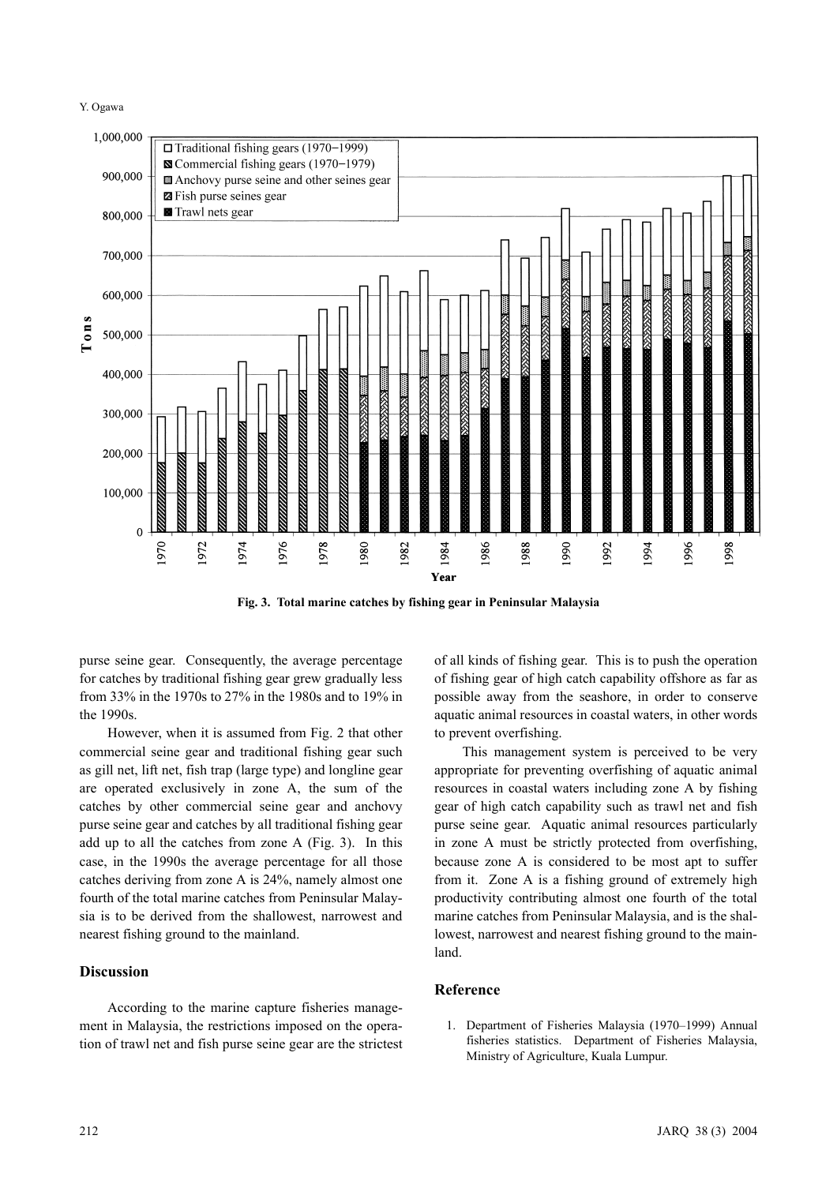1,000,000

900,000

800,000

700,000

600,000

500,000

400,000

300,000

200,000

100,000

0

Tons

□ Traditional fishing gears (1970−1999)
Commercial fishing gears (1970−1979)
Anchovy purse seine and other seines gear
Fish purse seines gear
Trawl nets gear

1970 1972 1974 1976 1978 1980 1982 1984 1986 1988 1990 1992 1994 1996 1998

Year

**Fig. 3. Total marine catches by fishing gear in Peninsular Malaysia**

purse seine gear. Consequently, the average percentage for catches by traditional fishing gear grew gradually less from 33% in the 1970s to 27% in the 1980s and to 19% in the 1990s.

However, when it is assumed from Fig. 2 that other commercial seine gear and traditional fishing gear such as gill net, lift net, fish trap (large type) and longline gear are operated exclusively in zone A, the sum of the catches by other commercial seine gear and anchovy purse seine gear and catches by all traditional fishing gear add up to all the catches from zone A (Fig. 3). In this case, in the 1990s the average percentage for all those catches deriving from zone A is 24%, namely almost one fourth of the total marine catches from Peninsular Malaysia is to be derived from the shallowest, narrowest and nearest fishing ground to the mainland.

## Discussion

According to the marine capture fisheries management in Malaysia, the restrictions imposed on the operation of trawl net and fish purse seine gear are the strictest of all kinds of fishing gear. This is to push the operation of fishing gear of high catch capability offshore as far as possible away from the seashore, in order to conserve aquatic animal resources in coastal waters, in other words to prevent overfishing.

This management system is perceived to be very appropriate for preventing overfishing of aquatic animal resources in coastal waters including zone A by fishing gear of high catch capability such as trawl net and fish purse seine gear. Aquatic animal resources particularly in zone A must be strictly protected from overfishing, because zone A is considered to be most apt to suffer from it. Zone A is a fishing ground of extremely high productivity contributing almost one fourth of the total marine catches from Peninsular Malaysia, and is the shallowest, narrowest and nearest fishing ground to the mainland.

## Reference

1. Department of Fisheries Malaysia (1970–1999) Annual fisheries statistics. Department of Fisheries Malaysia, Ministry of Agriculture, Kuala Lumpur.